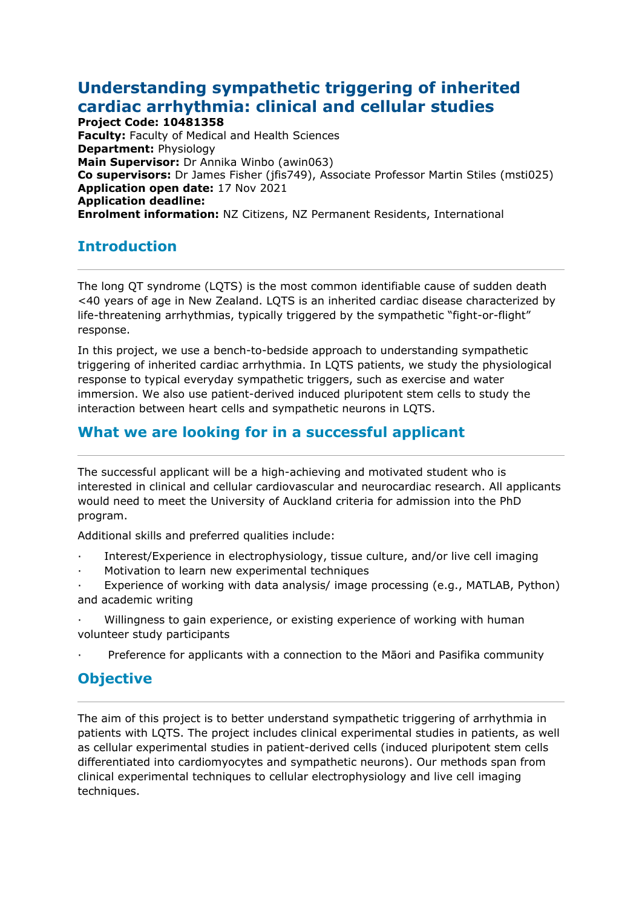# Understanding sympathetic triggering of inherited cardiac arrhythmia: clinical and cellular studies

**Project Code: 10481358**
**Faculty:** Faculty of Medical and Health Sciences
**Department:** Physiology
**Main Supervisor:** Dr Annika Winbo (awin063)
**Co supervisors:** Dr James Fisher (jfis749), Associate Professor Martin Stiles (msti025)
**Application open date:** 17 Nov 2021
**Application deadline:**
**Enrolment information:** NZ Citizens, NZ Permanent Residents, International

## Introduction

The long QT syndrome (LQTS) is the most common identifiable cause of sudden death <40 years of age in New Zealand. LQTS is an inherited cardiac disease characterized by life-threatening arrhythmias, typically triggered by the sympathetic "fight-or-flight" response.

In this project, we use a bench-to-bedside approach to understanding sympathetic triggering of inherited cardiac arrhythmia. In LQTS patients, we study the physiological response to typical everyday sympathetic triggers, such as exercise and water immersion. We also use patient-derived induced pluripotent stem cells to study the interaction between heart cells and sympathetic neurons in LQTS.

## What we are looking for in a successful applicant

The successful applicant will be a high-achieving and motivated student who is interested in clinical and cellular cardiovascular and neurocardiac research. All applicants would need to meet the University of Auckland criteria for admission into the PhD program.

Additional skills and preferred qualities include:

- Interest/Experience in electrophysiology, tissue culture, and/or live cell imaging
- Motivation to learn new experimental techniques
- Experience of working with data analysis/ image processing (e.g., MATLAB, Python) and academic writing
- Willingness to gain experience, or existing experience of working with human volunteer study participants
- Preference for applicants with a connection to the Māori and Pasifika community

## Objective

The aim of this project is to better understand sympathetic triggering of arrhythmia in patients with LQTS. The project includes clinical experimental studies in patients, as well as cellular experimental studies in patient-derived cells (induced pluripotent stem cells differentiated into cardiomyocytes and sympathetic neurons). Our methods span from clinical experimental techniques to cellular electrophysiology and live cell imaging techniques.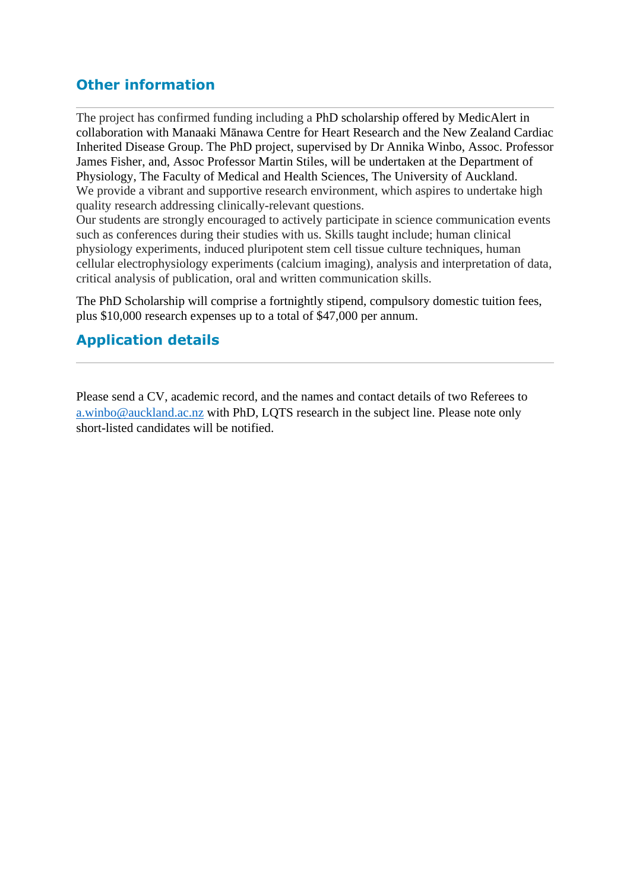## Other information

The project has confirmed funding including a PhD scholarship offered by MedicAlert in collaboration with Manaaki Mānawa Centre for Heart Research and the New Zealand Cardiac Inherited Disease Group. The PhD project, supervised by Dr Annika Winbo, Assoc. Professor James Fisher, and, Assoc Professor Martin Stiles, will be undertaken at the Department of Physiology, The Faculty of Medical and Health Sciences, The University of Auckland.
We provide a vibrant and supportive research environment, which aspires to undertake high quality research addressing clinically-relevant questions.
Our students are strongly encouraged to actively participate in science communication events such as conferences during their studies with us. Skills taught include; human clinical physiology experiments, induced pluripotent stem cell tissue culture techniques, human cellular electrophysiology experiments (calcium imaging), analysis and interpretation of data, critical analysis of publication, oral and written communication skills.

The PhD Scholarship will comprise a fortnightly stipend, compulsory domestic tuition fees, plus $10,000 research expenses up to a total of $47,000 per annum.

## Application details

Please send a CV, academic record, and the names and contact details of two Referees to a.winbo@auckland.ac.nz with PhD, LQTS research in the subject line. Please note only short-listed candidates will be notified.